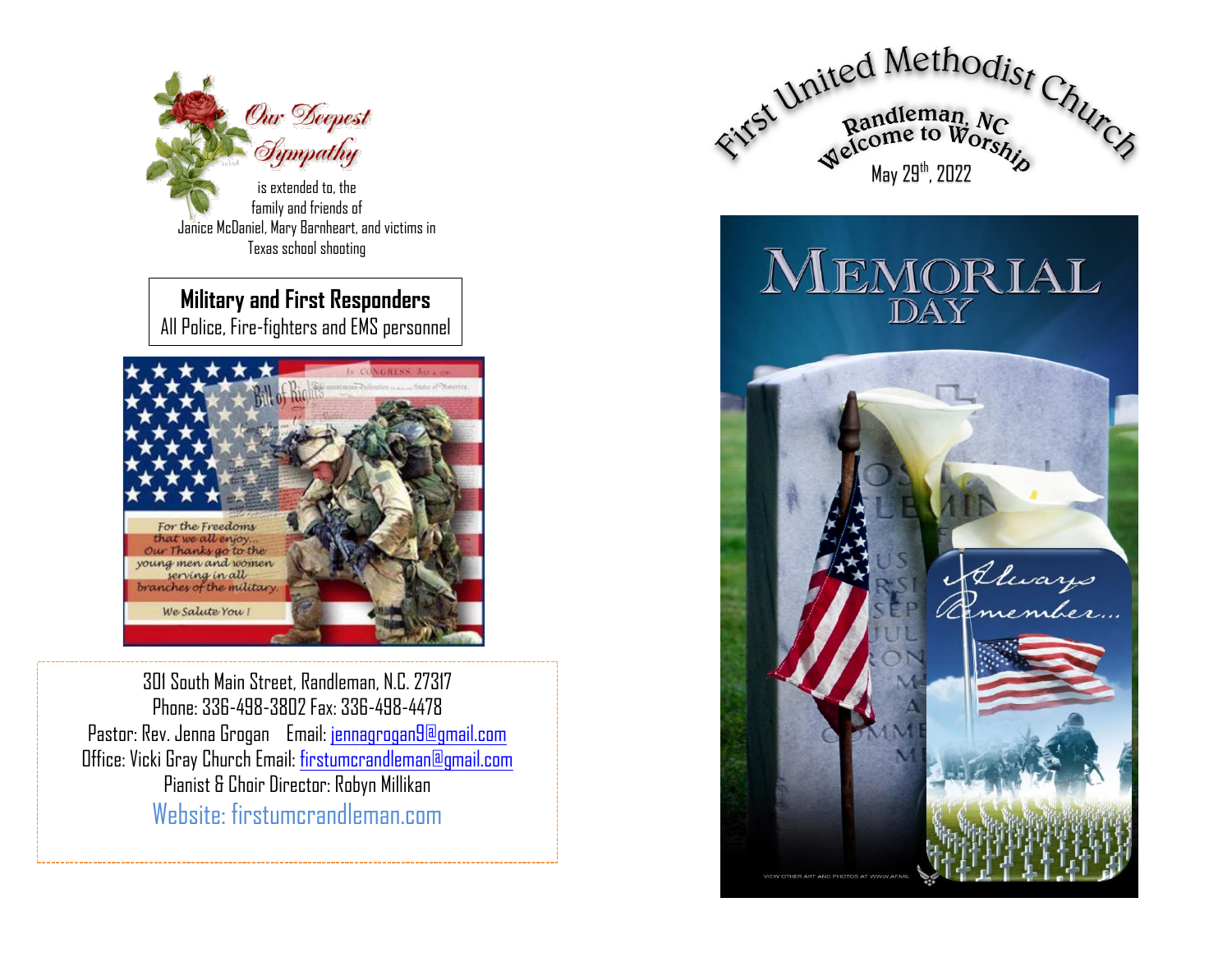*Our Deepest Sympathy* is extended to, the family and friends of Janice McDaniel, Mary Barnheart, and victims in Texas school shooting

**Military and First Responders**
All Police, Fire-fighters and EMS personnel

For the Freedoms that we all enjoy... Our Thanks go to the young men and women serving in all branches of the military.

We Salute You!

301 South Main Street, Randleman, N.C. 27317
Phone: 336-498-3802 Fax: 336-498-4478
Pastor: Rev. Jenna Grogan Email: jennagrogan9@gmail.com
Office: Vicki Gray Church Email: firstumcrandleman@gmail.com
Pianist & Choir Director: Robyn Millikan
Website: firstumcrandleman.com

# First United Methodist Church

## Randleman, NC

## Welcome to Worship

May 29th, 2022

# MEMORIAL DAY

*Always Remember...*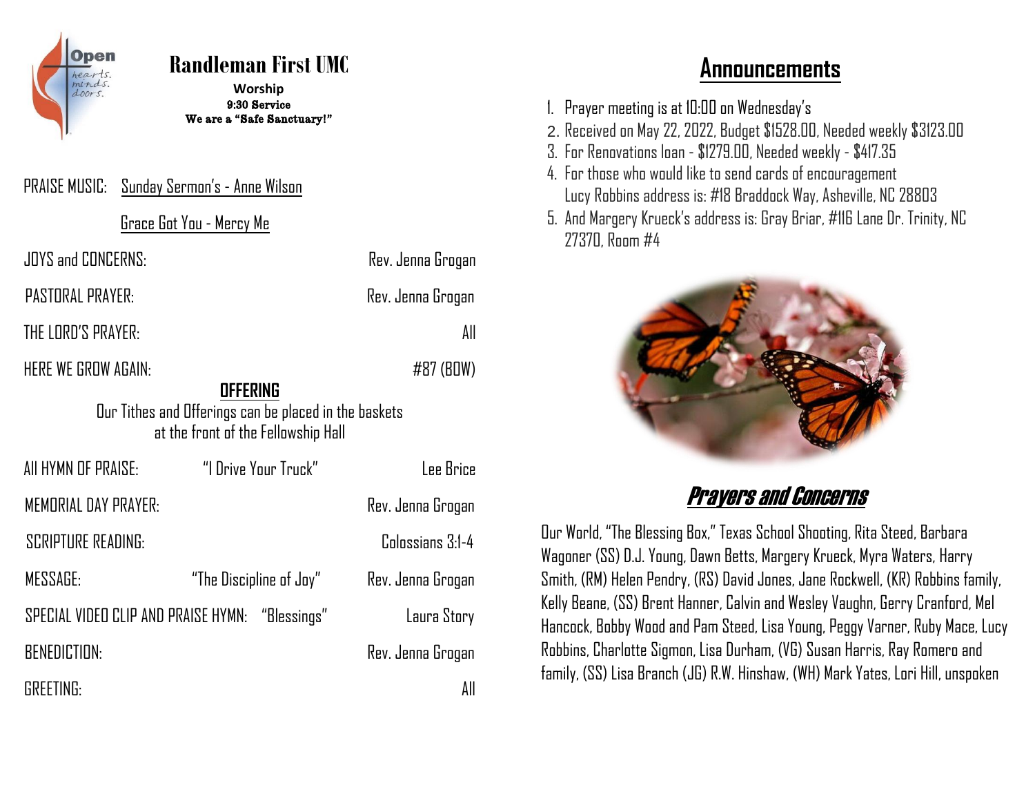# Randleman First UMC

**Worship**
**9:30 Service**
**We are a "Safe Sanctuary!"**

PRAISE MUSIC: Sunday Sermon's - Anne Wilson

Grace Got You - Mercy Me

| | | |
|---|---|---|
| JOYS and CONCERNS: | | Rev. Jenna Grogan |
| PASTORAL PRAYER: | | Rev. Jenna Grogan |
| THE LORD'S PRAYER: | | All |
| HERE WE GROW AGAIN: | | #87 (BOW) |

**OFFERING**

Our Tithes and Offerings can be placed in the baskets at the front of the Fellowship Hall

| | | |
|---|---|---|
| All HYMN OF PRAISE: | "I Drive Your Truck" | Lee Brice |
| MEMORIAL DAY PRAYER: | | Rev. Jenna Grogan |
| SCRIPTURE READING: | | Colossians 3:1-4 |
| MESSAGE: | "The Discipline of Joy" | Rev. Jenna Grogan |
| SPECIAL VIDEO CLIP AND PRAISE HYMN: | "Blessings" | Laura Story |
| BENEDICTION: | | Rev. Jenna Grogan |
| GREETING: | | All |

## Announcements

1. Prayer meeting is at 10:00 on Wednesday's
2. Received on May 22, 2022, Budget $1528.00, Needed weekly $3123.00
3. For Renovations loan - $1279.00, Needed weekly - $417.35
4. For those who would like to send cards of encouragement
   Lucy Robbins address is: #18 Braddock Way, Asheville, NC 28803
5. And Margery Krueck's address is: Gray Briar, #116 Lane Dr. Trinity, NC 27370, Room #4

## Prayers and Concerns

Our World, "The Blessing Box," Texas School Shooting, Rita Steed, Barbara Wagoner (SS) D.J. Young, Dawn Betts, Margery Krueck, Myra Waters, Harry Smith, (RM) Helen Pendry, (RS) David Jones, Jane Rockwell, (KR) Robbins family, Kelly Beane, (SS) Brent Hanner, Calvin and Wesley Vaughn, Gerry Cranford, Mel Hancock, Bobby Wood and Pam Steed, Lisa Young, Peggy Varner, Ruby Mace, Lucy Robbins, Charlotte Sigmon, Lisa Durham, (VG) Susan Harris, Ray Romero and family, (SS) Lisa Branch (JG) R.W. Hinshaw, (WH) Mark Yates, Lori Hill, unspoken